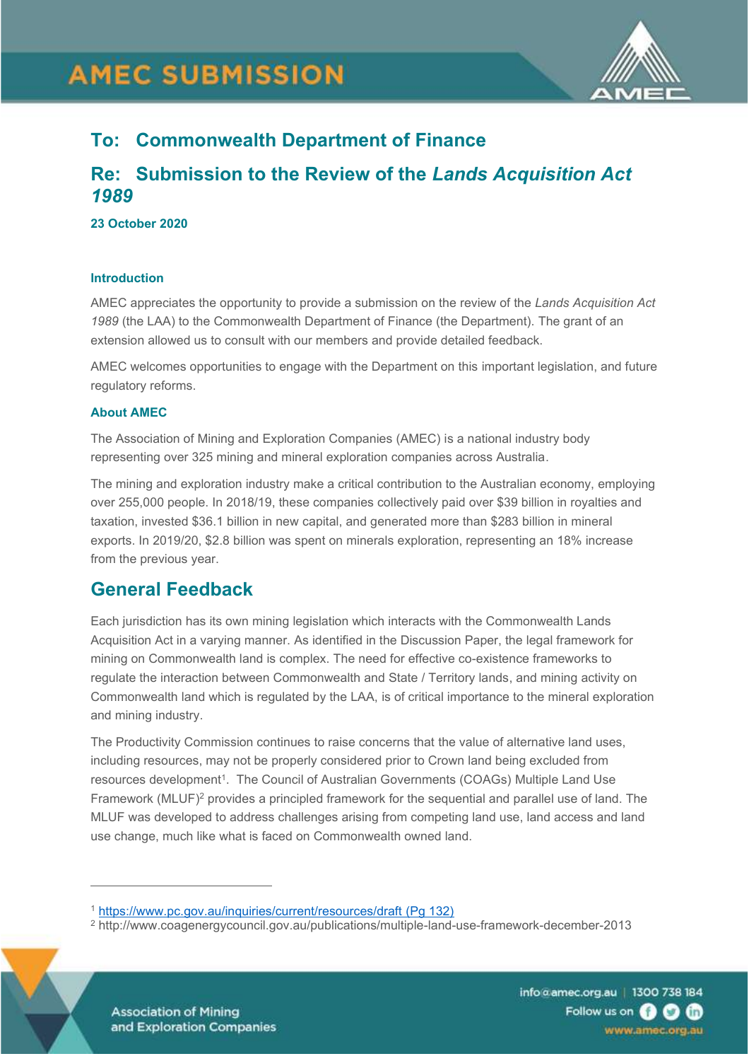# AMEC SUBMISSION

## To: Commonwealth Department of Finance

## Re: Submission to the Review of the *Lands Acquisition Act 1989*

**23 October 2020**

### Introduction

AMEC appreciates the opportunity to provide a submission on the review of the *Lands Acquisition Act 1989* (the LAA) to the Commonwealth Department of Finance (the Department). The grant of an extension allowed us to consult with our members and provide detailed feedback.

AMEC welcomes opportunities to engage with the Department on this important legislation, and future regulatory reforms.

### About AMEC

The Association of Mining and Exploration Companies (AMEC) is a national industry body representing over 325 mining and mineral exploration companies across Australia.

The mining and exploration industry make a critical contribution to the Australian economy, employing over 255,000 people. In 2018/19, these companies collectively paid over $39 billion in royalties and taxation, invested $36.1 billion in new capital, and generated more than $283 billion in mineral exports. In 2019/20, $2.8 billion was spent on minerals exploration, representing an 18% increase from the previous year.

## General Feedback

Each jurisdiction has its own mining legislation which interacts with the Commonwealth Lands Acquisition Act in a varying manner. As identified in the Discussion Paper, the legal framework for mining on Commonwealth land is complex. The need for effective co-existence frameworks to regulate the interaction between Commonwealth and State / Territory lands, and mining activity on Commonwealth land which is regulated by the LAA, is of critical importance to the mineral exploration and mining industry.

The Productivity Commission continues to raise concerns that the value of alternative land uses, including resources, may not be properly considered prior to Crown land being excluded from resources development[1]. The Council of Australian Governments (COAGs) Multiple Land Use Framework (MLUF)[2] provides a principled framework for the sequential and parallel use of land. The MLUF was developed to address challenges arising from competing land use, land access and land use change, much like what is faced on Commonwealth owned land.

---

[1] https://www.pc.gov.au/inquiries/current/resources/draft (Pg 132)

[2] http://www.coagenergycouncil.gov.au/publications/multiple-land-use-framework-december-2013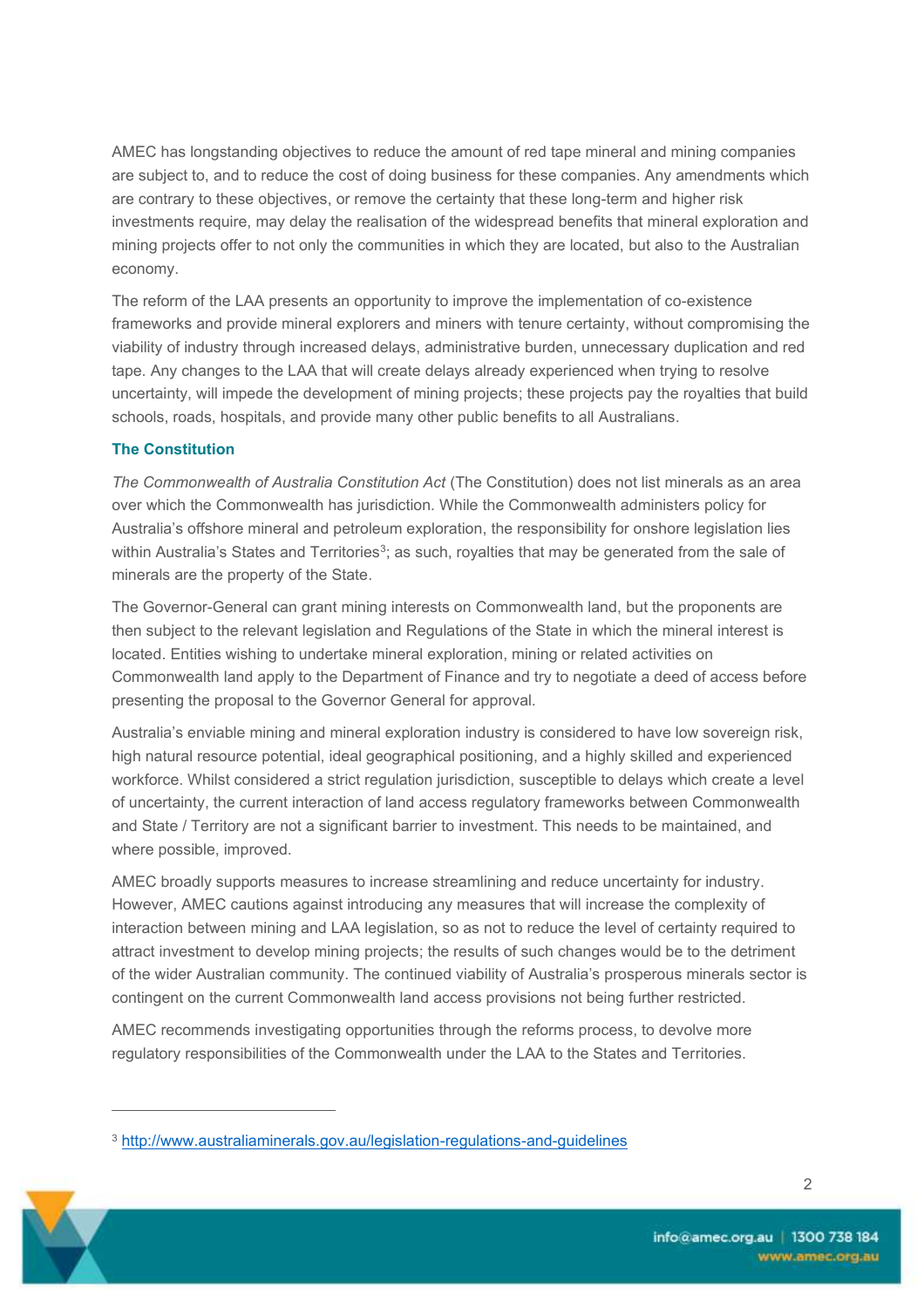AMEC has longstanding objectives to reduce the amount of red tape mineral and mining companies are subject to, and to reduce the cost of doing business for these companies. Any amendments which are contrary to these objectives, or remove the certainty that these long-term and higher risk investments require, may delay the realisation of the widespread benefits that mineral exploration and mining projects offer to not only the communities in which they are located, but also to the Australian economy.

The reform of the LAA presents an opportunity to improve the implementation of co-existence frameworks and provide mineral explorers and miners with tenure certainty, without compromising the viability of industry through increased delays, administrative burden, unnecessary duplication and red tape. Any changes to the LAA that will create delays already experienced when trying to resolve uncertainty, will impede the development of mining projects; these projects pay the royalties that build schools, roads, hospitals, and provide many other public benefits to all Australians.

### The Constitution

*The Commonwealth of Australia Constitution Act* (The Constitution) does not list minerals as an area over which the Commonwealth has jurisdiction. While the Commonwealth administers policy for Australia's offshore mineral and petroleum exploration, the responsibility for onshore legislation lies within Australia's States and Territories[3]; as such, royalties that may be generated from the sale of minerals are the property of the State.

The Governor-General can grant mining interests on Commonwealth land, but the proponents are then subject to the relevant legislation and Regulations of the State in which the mineral interest is located. Entities wishing to undertake mineral exploration, mining or related activities on Commonwealth land apply to the Department of Finance and try to negotiate a deed of access before presenting the proposal to the Governor General for approval.

Australia's enviable mining and mineral exploration industry is considered to have low sovereign risk, high natural resource potential, ideal geographical positioning, and a highly skilled and experienced workforce. Whilst considered a strict regulation jurisdiction, susceptible to delays which create a level of uncertainty, the current interaction of land access regulatory frameworks between Commonwealth and State / Territory are not a significant barrier to investment. This needs to be maintained, and where possible, improved.

AMEC broadly supports measures to increase streamlining and reduce uncertainty for industry. However, AMEC cautions against introducing any measures that will increase the complexity of interaction between mining and LAA legislation, so as not to reduce the level of certainty required to attract investment to develop mining projects; the results of such changes would be to the detriment of the wider Australian community. The continued viability of Australia's prosperous minerals sector is contingent on the current Commonwealth land access provisions not being further restricted.

AMEC recommends investigating opportunities through the reforms process, to devolve more regulatory responsibilities of the Commonwealth under the LAA to the States and Territories.

---

[3] http://www.australiaminerals.gov.au/legislation-regulations-and-guidelines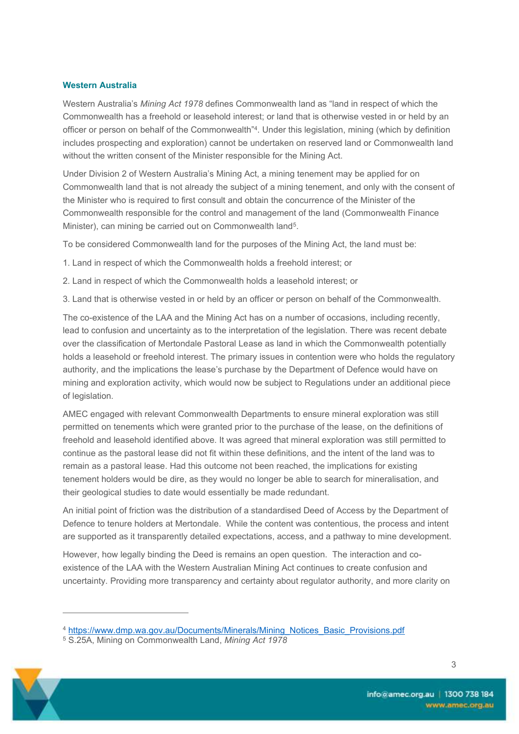### Western Australia

Western Australia's *Mining Act 1978* defines Commonwealth land as "land in respect of which the Commonwealth has a freehold or leasehold interest; or land that is otherwise vested in or held by an officer or person on behalf of the Commonwealth"[4]. Under this legislation, mining (which by definition includes prospecting and exploration) cannot be undertaken on reserved land or Commonwealth land without the written consent of the Minister responsible for the Mining Act.

Under Division 2 of Western Australia's Mining Act, a mining tenement may be applied for on Commonwealth land that is not already the subject of a mining tenement, and only with the consent of the Minister who is required to first consult and obtain the concurrence of the Minister of the Commonwealth responsible for the control and management of the land (Commonwealth Finance Minister), can mining be carried out on Commonwealth land[5].

To be considered Commonwealth land for the purposes of the Mining Act, the land must be:

1. Land in respect of which the Commonwealth holds a freehold interest; or

2. Land in respect of which the Commonwealth holds a leasehold interest; or

3. Land that is otherwise vested in or held by an officer or person on behalf of the Commonwealth.

The co-existence of the LAA and the Mining Act has on a number of occasions, including recently, lead to confusion and uncertainty as to the interpretation of the legislation. There was recent debate over the classification of Mertondale Pastoral Lease as land in which the Commonwealth potentially holds a leasehold or freehold interest. The primary issues in contention were who holds the regulatory authority, and the implications the lease's purchase by the Department of Defence would have on mining and exploration activity, which would now be subject to Regulations under an additional piece of legislation.

AMEC engaged with relevant Commonwealth Departments to ensure mineral exploration was still permitted on tenements which were granted prior to the purchase of the lease, on the definitions of freehold and leasehold identified above. It was agreed that mineral exploration was still permitted to continue as the pastoral lease did not fit within these definitions, and the intent of the land was to remain as a pastoral lease. Had this outcome not been reached, the implications for existing tenement holders would be dire, as they would no longer be able to search for mineralisation, and their geological studies to date would essentially be made redundant.

An initial point of friction was the distribution of a standardised Deed of Access by the Department of Defence to tenure holders at Mertondale. While the content was contentious, the process and intent are supported as it transparently detailed expectations, access, and a pathway to mine development.

However, how legally binding the Deed is remains an open question. The interaction and co-existence of the LAA with the Western Australian Mining Act continues to create confusion and uncertainty. Providing more transparency and certainty about regulator authority, and more clarity on

---

[4] https://www.dmp.wa.gov.au/Documents/Minerals/Mining_Notices_Basic_Provisions.pdf

[5] S.25A, Mining on Commonwealth Land, *Mining Act 1978*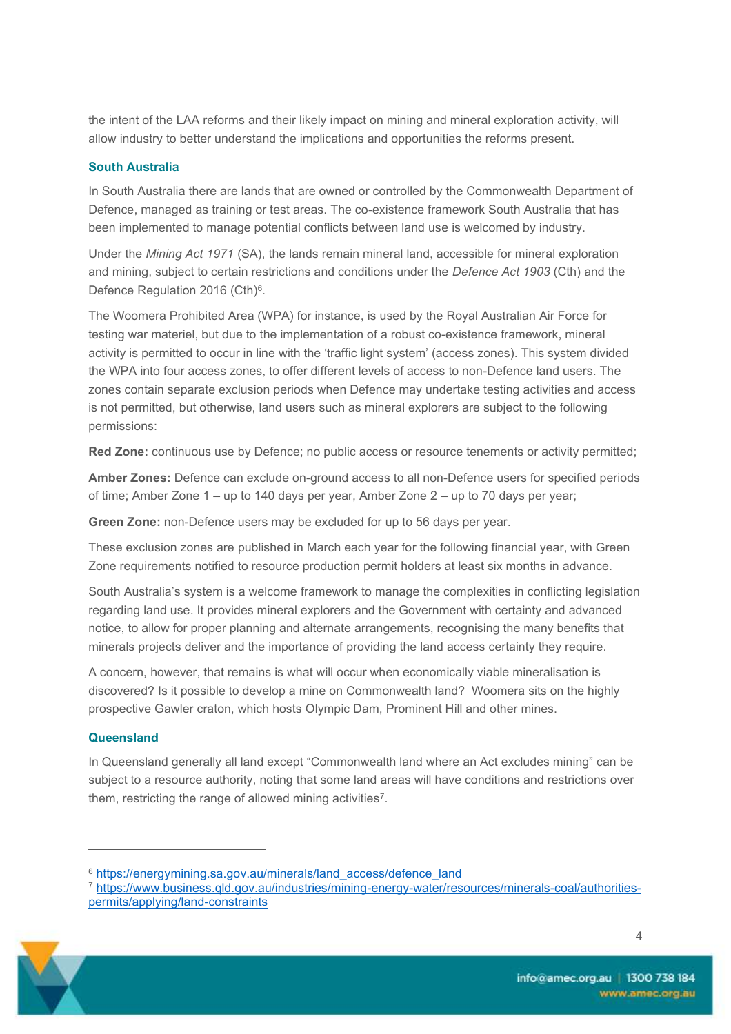the intent of the LAA reforms and their likely impact on mining and mineral exploration activity, will allow industry to better understand the implications and opportunities the reforms present.

### South Australia

In South Australia there are lands that are owned or controlled by the Commonwealth Department of Defence, managed as training or test areas. The co-existence framework South Australia that has been implemented to manage potential conflicts between land use is welcomed by industry.

Under the *Mining Act 1971* (SA), the lands remain mineral land, accessible for mineral exploration and mining, subject to certain restrictions and conditions under the *Defence Act 1903* (Cth) and the Defence Regulation 2016 (Cth)[6].

The Woomera Prohibited Area (WPA) for instance, is used by the Royal Australian Air Force for testing war materiel, but due to the implementation of a robust co-existence framework, mineral activity is permitted to occur in line with the 'traffic light system' (access zones). This system divided the WPA into four access zones, to offer different levels of access to non-Defence land users. The zones contain separate exclusion periods when Defence may undertake testing activities and access is not permitted, but otherwise, land users such as mineral explorers are subject to the following permissions:

**Red Zone:** continuous use by Defence; no public access or resource tenements or activity permitted;

**Amber Zones:** Defence can exclude on-ground access to all non-Defence users for specified periods of time; Amber Zone 1 – up to 140 days per year, Amber Zone 2 – up to 70 days per year;

**Green Zone:** non-Defence users may be excluded for up to 56 days per year.

These exclusion zones are published in March each year for the following financial year, with Green Zone requirements notified to resource production permit holders at least six months in advance.

South Australia's system is a welcome framework to manage the complexities in conflicting legislation regarding land use. It provides mineral explorers and the Government with certainty and advanced notice, to allow for proper planning and alternate arrangements, recognising the many benefits that minerals projects deliver and the importance of providing the land access certainty they require.

A concern, however, that remains is what will occur when economically viable mineralisation is discovered? Is it possible to develop a mine on Commonwealth land? Woomera sits on the highly prospective Gawler craton, which hosts Olympic Dam, Prominent Hill and other mines.

### Queensland

In Queensland generally all land except "Commonwealth land where an Act excludes mining" can be subject to a resource authority, noting that some land areas will have conditions and restrictions over them, restricting the range of allowed mining activities[7].

---

[6] https://energymining.sa.gov.au/minerals/land_access/defence_land

[7] https://www.business.qld.gov.au/industries/mining-energy-water/resources/minerals-coal/authorities-permits/applying/land-constraints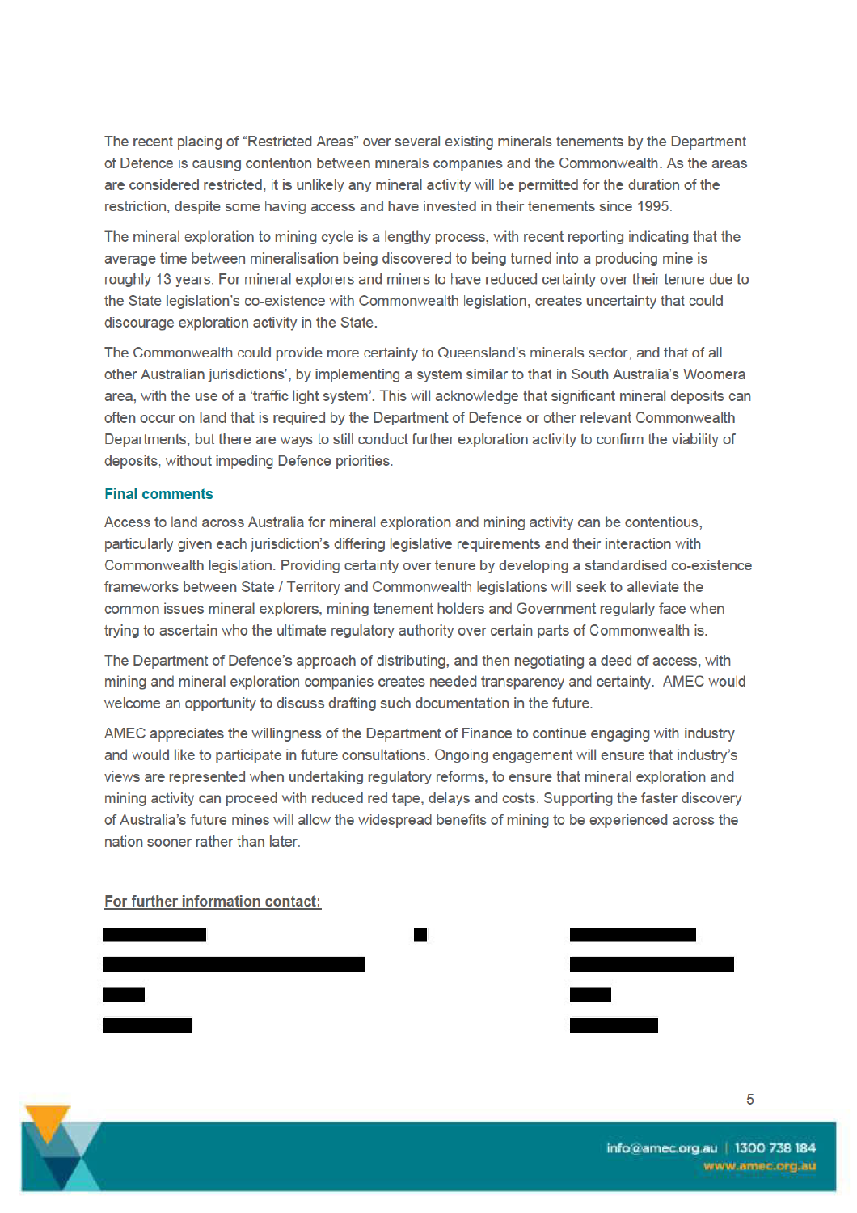The recent placing of "Restricted Areas" over several existing minerals tenements by the Department of Defence is causing contention between minerals companies and the Commonwealth. As the areas are considered restricted, it is unlikely any mineral activity will be permitted for the duration of the restriction, despite some having access and have invested in their tenements since 1995.

The mineral exploration to mining cycle is a lengthy process, with recent reporting indicating that the average time between mineralisation being discovered to being turned into a producing mine is roughly 13 years. For mineral explorers and miners to have reduced certainty over their tenure due to the State legislation's co-existence with Commonwealth legislation, creates uncertainty that could discourage exploration activity in the State.

The Commonwealth could provide more certainty to Queensland's minerals sector, and that of all other Australian jurisdictions', by implementing a system similar to that in South Australia's Woomera area, with the use of a 'traffic light system'. This will acknowledge that significant mineral deposits can often occur on land that is required by the Department of Defence or other relevant Commonwealth Departments, but there are ways to still conduct further exploration activity to confirm the viability of deposits, without impeding Defence priorities.

## Final comments

Access to land across Australia for mineral exploration and mining activity can be contentious, particularly given each jurisdiction's differing legislative requirements and their interaction with Commonwealth legislation. Providing certainty over tenure by developing a standardised co-existence frameworks between State / Territory and Commonwealth legislations will seek to alleviate the common issues mineral explorers, mining tenement holders and Government regularly face when trying to ascertain who the ultimate regulatory authority over certain parts of Commonwealth is.

The Department of Defence's approach of distributing, and then negotiating a deed of access, with mining and mineral exploration companies creates needed transparency and certainty. AMEC would welcome an opportunity to discuss drafting such documentation in the future.

AMEC appreciates the willingness of the Department of Finance to continue engaging with industry and would like to participate in future consultations. Ongoing engagement will ensure that industry's views are represented when undertaking regulatory reforms, to ensure that mineral exploration and mining activity can proceed with reduced red tape, delays and costs. Supporting the faster discovery of Australia's future mines will allow the widespread benefits of mining to be experienced across the nation sooner rather than later.

**For further information contact:**

info@amec.org.au | 1300 738 184
www.amec.org.au